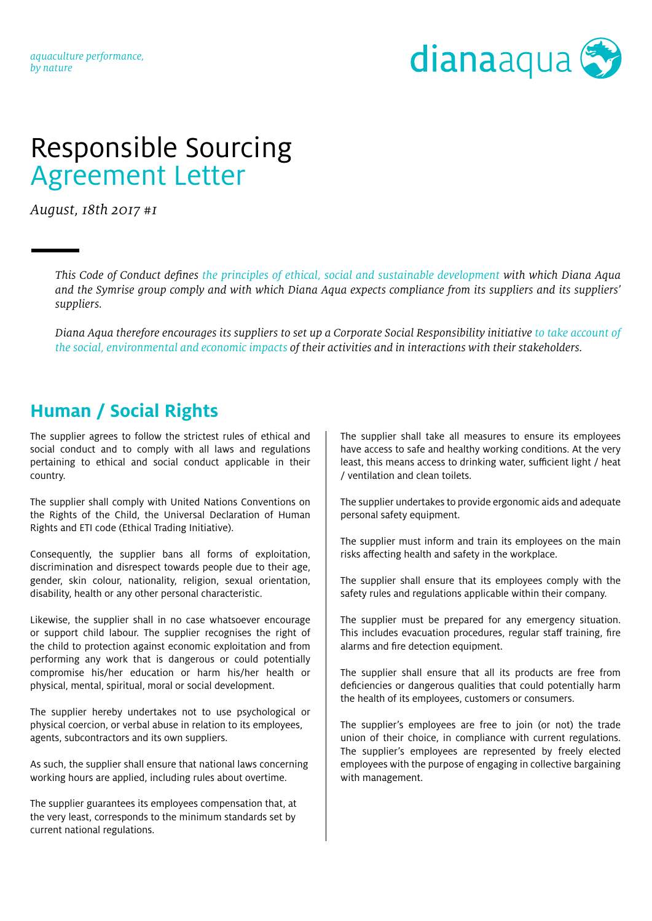*aquaculture performance, by nature*

dianaaqua

# Responsible Sourcing Agreement Letter

*August, 18th 2017 #1*

*This Code of Conduct defines the principles of ethical, social and sustainable development with which Diana Aqua and the Symrise group comply and with which Diana Aqua expects compliance from its suppliers and its suppliers' suppliers.*

*Diana Aqua therefore encourages its suppliers to set up a Corporate Social Responsibility initiative to take account of the social, environmental and economic impacts of their activities and in interactions with their stakeholders.*

## Human / Social Rights

The supplier agrees to follow the strictest rules of ethical and social conduct and to comply with all laws and regulations pertaining to ethical and social conduct applicable in their country.

The supplier shall comply with United Nations Conventions on the Rights of the Child, the Universal Declaration of Human Rights and ETI code (Ethical Trading Initiative).

Consequently, the supplier bans all forms of exploitation, discrimination and disrespect towards people due to their age, gender, skin colour, nationality, religion, sexual orientation, disability, health or any other personal characteristic.

Likewise, the supplier shall in no case whatsoever encourage or support child labour. The supplier recognises the right of the child to protection against economic exploitation and from performing any work that is dangerous or could potentially compromise his/her education or harm his/her health or physical, mental, spiritual, moral or social development.

The supplier hereby undertakes not to use psychological or physical coercion, or verbal abuse in relation to its employees, agents, subcontractors and its own suppliers.

As such, the supplier shall ensure that national laws concerning working hours are applied, including rules about overtime.

The supplier guarantees its employees compensation that, at the very least, corresponds to the minimum standards set by current national regulations.

The supplier shall take all measures to ensure its employees have access to safe and healthy working conditions. At the very least, this means access to drinking water, sufficient light / heat / ventilation and clean toilets.

The supplier undertakes to provide ergonomic aids and adequate personal safety equipment.

The supplier must inform and train its employees on the main risks affecting health and safety in the workplace.

The supplier shall ensure that its employees comply with the safety rules and regulations applicable within their company.

The supplier must be prepared for any emergency situation. This includes evacuation procedures, regular staff training, fire alarms and fire detection equipment.

The supplier shall ensure that all its products are free from deficiencies or dangerous qualities that could potentially harm the health of its employees, customers or consumers.

The supplier's employees are free to join (or not) the trade union of their choice, in compliance with current regulations. The supplier's employees are represented by freely elected employees with the purpose of engaging in collective bargaining with management.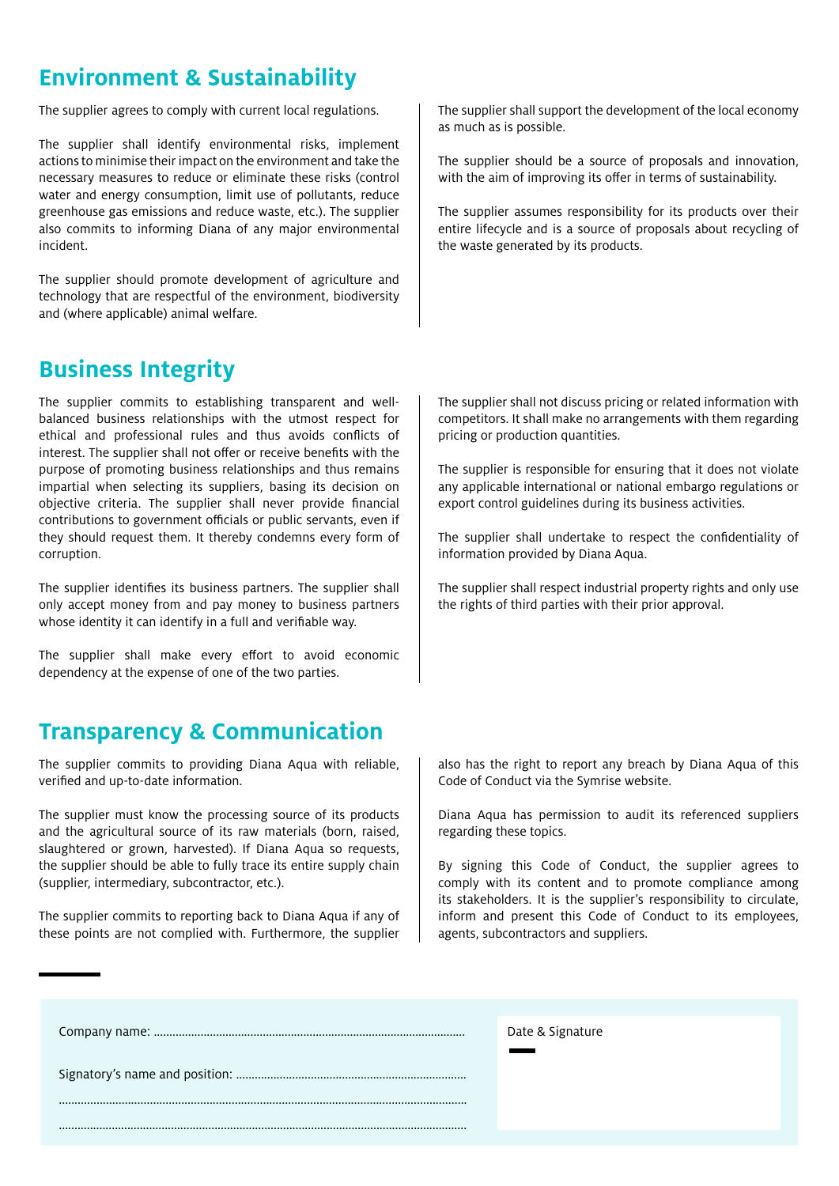## Environment & Sustainability

The supplier agrees to comply with current local regulations.

The supplier shall identify environmental risks, implement actions to minimise their impact on the environment and take the necessary measures to reduce or eliminate these risks (control water and energy consumption, limit use of pollutants, reduce greenhouse gas emissions and reduce waste, etc.). The supplier also commits to informing Diana of any major environmental incident.

The supplier should promote development of agriculture and technology that are respectful of the environment, biodiversity and (where applicable) animal welfare.

The supplier shall support the development of the local economy as much as is possible.

The supplier should be a source of proposals and innovation, with the aim of improving its offer in terms of sustainability.

The supplier assumes responsibility for its products over their entire lifecycle and is a source of proposals about recycling of the waste generated by its products.

## Business Integrity

The supplier commits to establishing transparent and well-balanced business relationships with the utmost respect for ethical and professional rules and thus avoids conflicts of interest. The supplier shall not offer or receive benefits with the purpose of promoting business relationships and thus remains impartial when selecting its suppliers, basing its decision on objective criteria. The supplier shall never provide financial contributions to government officials or public servants, even if they should request them. It thereby condemns every form of corruption.

The supplier identifies its business partners. The supplier shall only accept money from and pay money to business partners whose identity it can identify in a full and verifiable way.

The supplier shall make every effort to avoid economic dependency at the expense of one of the two parties.

The supplier shall not discuss pricing or related information with competitors. It shall make no arrangements with them regarding pricing or production quantities.

The supplier is responsible for ensuring that it does not violate any applicable international or national embargo regulations or export control guidelines during its business activities.

The supplier shall undertake to respect the confidentiality of information provided by Diana Aqua.

The supplier shall respect industrial property rights and only use the rights of third parties with their prior approval.

## Transparency & Communication

The supplier commits to providing Diana Aqua with reliable, verified and up-to-date information.

The supplier must know the processing source of its products and the agricultural source of its raw materials (born, raised, slaughtered or grown, harvested). If Diana Aqua so requests, the supplier should be able to fully trace its entire supply chain (supplier, intermediary, subcontractor, etc.).

The supplier commits to reporting back to Diana Aqua if any of these points are not complied with. Furthermore, the supplier also has the right to report any breach by Diana Aqua of this Code of Conduct via the Symrise website.

Diana Aqua has permission to audit its referenced suppliers regarding these topics.

By signing this Code of Conduct, the supplier agrees to comply with its content and to promote compliance among its stakeholders. It is the supplier's responsibility to circulate, inform and present this Code of Conduct to its employees, agents, subcontractors and suppliers.

Company name: ..................................................................................................

Signatory's name and position: ........................................................................

..........................................................................................................................

..........................................................................................................................

Date & Signature